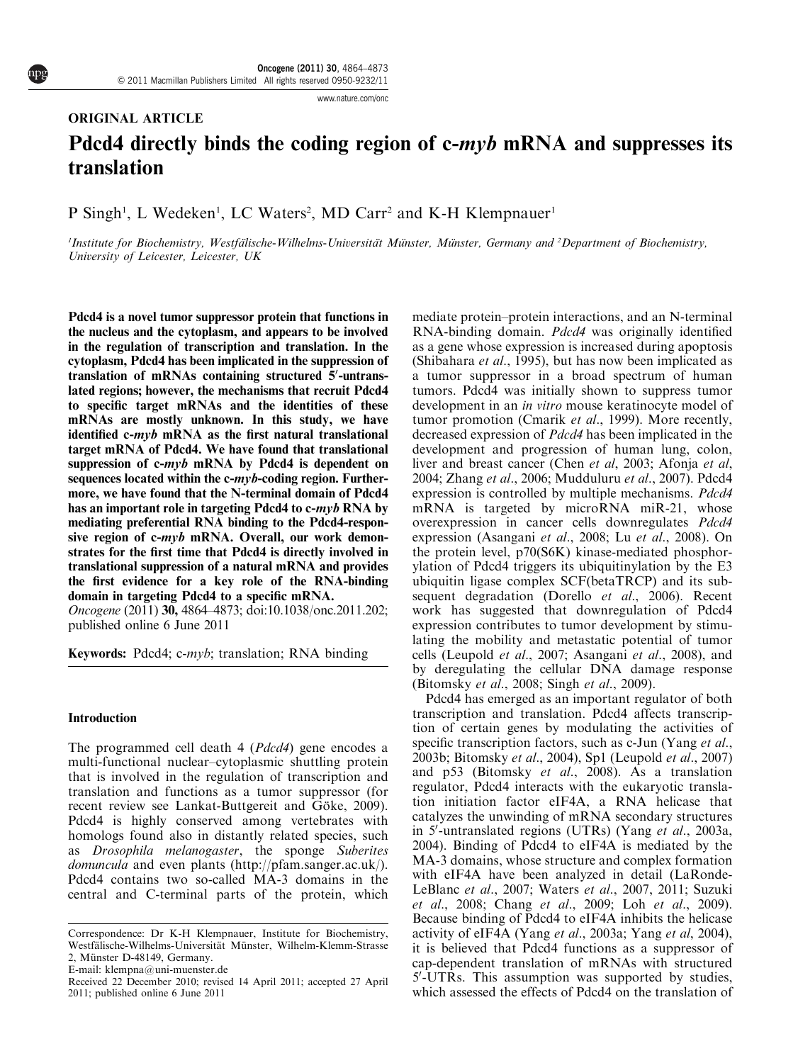ORIGINAL ARTICLE

# Pdcd4 directly binds the coding region of c-*myb* mRNA and suppresses its translation

P Singh[1], L Wedeken[1], LC Waters[2], MD Carr[2] and K-H Klempnauer[1]

[1]Institute for Biochemistry, Westfälische-Wilhelms-Universität Münster, Münster, Germany and [2]Department of Biochemistry, University of Leicester, Leicester, UK

**Pdcd4 is a novel tumor suppressor protein that functions in the nucleus and the cytoplasm, and appears to be involved in the regulation of transcription and translation. In the cytoplasm, Pdcd4 has been implicated in the suppression of translation of mRNAs containing structured 5′-untranslated regions; however, the mechanisms that recruit Pdcd4 to specific target mRNAs and the identities of these mRNAs are mostly unknown. In this study, we have identified c-*myb* mRNA as the first natural translational target mRNA of Pdcd4. We have found that translational suppression of c-*myb* mRNA by Pdcd4 is dependent on sequences located within the c-*myb*-coding region. Furthermore, we have found that the N-terminal domain of Pdcd4 has an important role in targeting Pdcd4 to c-*myb* RNA by mediating preferential RNA binding to the Pdcd4-responsive region of c-*myb* mRNA. Overall, our work demonstrates for the first time that Pdcd4 is directly involved in translational suppression of a natural mRNA and provides the first evidence for a key role of the RNA-binding domain in targeting Pdcd4 to a specific mRNA.**

*Oncogene* (2011) **30**, 4864–4873; doi:10.1038/onc.2011.202; published online 6 June 2011

**Keywords:** Pdcd4; c-*myb*; translation; RNA binding

## Introduction

The programmed cell death 4 (*Pdcd4*) gene encodes a multi-functional nuclear–cytoplasmic shuttling protein that is involved in the regulation of transcription and translation and functions as a tumor suppressor (for recent review see Lankat-Buttgereit and Göke, 2009). Pdcd4 is highly conserved among vertebrates with homologs found also in distantly related species, such as *Drosophila melanogaster*, the sponge *Suberites domuncula* and even plants (http://pfam.sanger.ac.uk/). Pdcd4 contains two so-called MA-3 domains in the central and C-terminal parts of the protein, which mediate protein–protein interactions, and an N-terminal RNA-binding domain. *Pdcd4* was originally identified as a gene whose expression is increased during apoptosis (Shibahara *et al*., 1995), but has now been implicated as a tumor suppressor in a broad spectrum of human tumors. Pdcd4 was initially shown to suppress tumor development in an *in vitro* mouse keratinocyte model of tumor promotion (Cmarik *et al*., 1999). More recently, decreased expression of *Pdcd4* has been implicated in the development and progression of human lung, colon, liver and breast cancer (Chen *et al*, 2003; Afonja *et al*, 2004; Zhang *et al*., 2006; Mudduluru *et al*., 2007). Pdcd4 expression is controlled by multiple mechanisms. *Pdcd4* mRNA is targeted by microRNA miR-21, whose overexpression in cancer cells downregulates *Pdcd4* expression (Asangani *et al*., 2008; Lu *et al*., 2008). On the protein level, p70(S6K) kinase-mediated phosphorylation of Pdcd4 triggers its ubiquitinylation by the E3 ubiquitin ligase complex SCF(betaTRCP) and its subsequent degradation (Dorello *et al*., 2006). Recent work has suggested that downregulation of Pdcd4 expression contributes to tumor development by stimulating the mobility and metastatic potential of tumor cells (Leupold *et al*., 2007; Asangani *et al*., 2008), and by deregulating the cellular DNA damage response (Bitomsky *et al*., 2008; Singh *et al*., 2009).

Pdcd4 has emerged as an important regulator of both transcription and translation. Pdcd4 affects transcription of certain genes by modulating the activities of specific transcription factors, such as c-Jun (Yang *et al*., 2003b; Bitomsky *et al*., 2004), Sp1 (Leupold *et al*., 2007) and p53 (Bitomsky *et al*., 2008). As a translation regulator, Pdcd4 interacts with the eukaryotic translation initiation factor eIF4A, a RNA helicase that catalyzes the unwinding of mRNA secondary structures in 5′-untranslated regions (UTRs) (Yang *et al*., 2003a, 2004). Binding of Pdcd4 to eIF4A is mediated by the MA-3 domains, whose structure and complex formation with eIF4A have been analyzed in detail (LaRonde-LeBlanc *et al*., 2007; Waters *et al*., 2007, 2011; Suzuki *et al*., 2008; Chang *et al*., 2009; Loh *et al*., 2009). Because binding of Pdcd4 to eIF4A inhibits the helicase activity of eIF4A (Yang *et al*., 2003a; Yang *et al*, 2004), it is believed that Pdcd4 functions as a suppressor of cap-dependent translation of mRNAs with structured 5′-UTRs. This assumption was supported by studies, which assessed the effects of Pdcd4 on the translation of

Correspondence: Dr K-H Klempnauer, Institute for Biochemistry, Westfälische-Wilhelms-Universität Münster, Wilhelm-Klemm-Strasse 2, Münster D-48149, Germany.
E-mail: klempna@uni-muenster.de
Received 22 December 2010; revised 14 April 2011; accepted 27 April 2011; published online 6 June 2011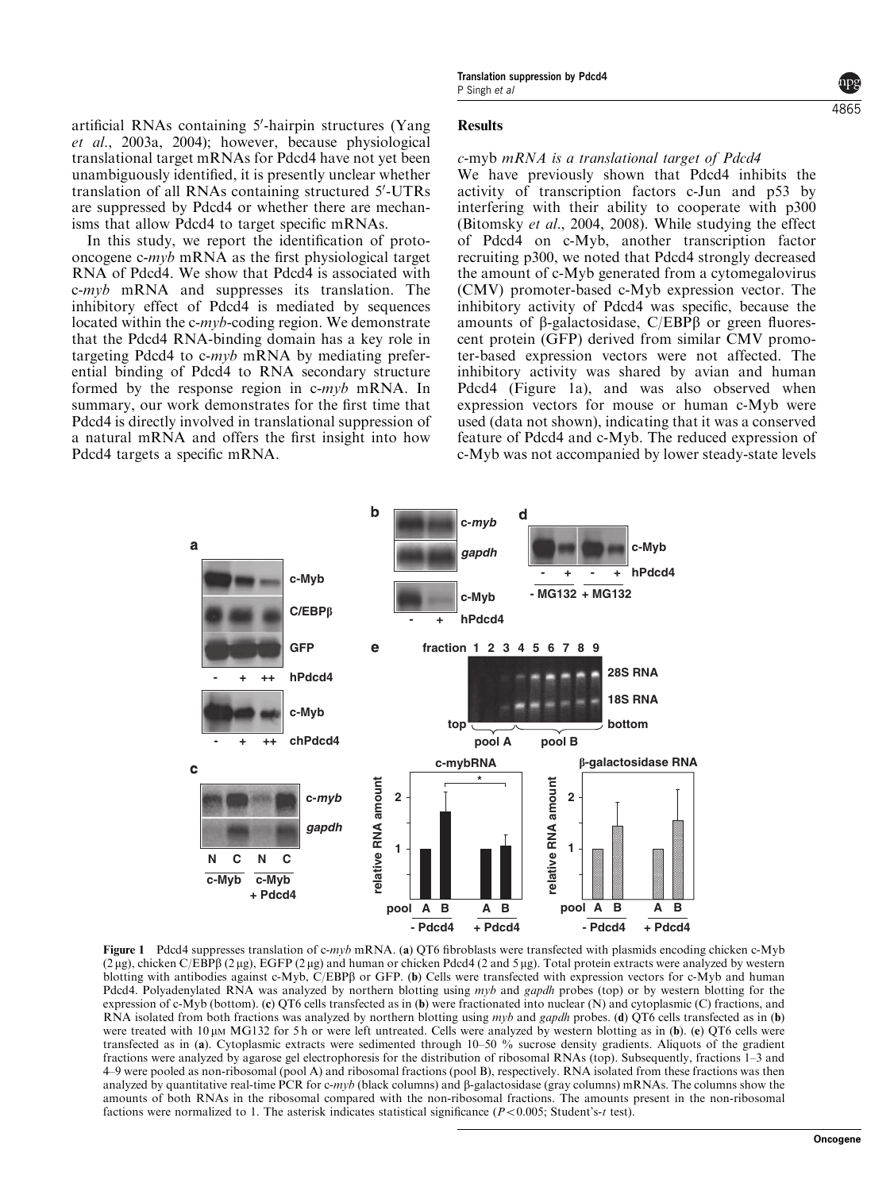artificial RNAs containing 5′-hairpin structures (Yang *et al.*, 2003a, 2004); however, because physiological translational target mRNAs for Pdcd4 have not yet been unambiguously identified, it is presently unclear whether translation of all RNAs containing structured 5′-UTRs are suppressed by Pdcd4 or whether there are mechanisms that allow Pdcd4 to target specific mRNAs.

In this study, we report the identification of proto-oncogene c-*myb* mRNA as the first physiological target RNA of Pdcd4. We show that Pdcd4 is associated with c-*myb* mRNA and suppresses its translation. The inhibitory effect of Pdcd4 is mediated by sequences located within the c-*myb*-coding region. We demonstrate that the Pdcd4 RNA-binding domain has a key role in targeting Pdcd4 to c-*myb* mRNA by mediating preferential binding of Pdcd4 to RNA secondary structure formed by the response region in c-*myb* mRNA. In summary, our work demonstrates for the first time that Pdcd4 is directly involved in translational suppression of a natural mRNA and offers the first insight into how Pdcd4 targets a specific mRNA.

## Results

### c-myb *mRNA is a translational target of Pdcd4*

We have previously shown that Pdcd4 inhibits the activity of transcription factors c-Jun and p53 by interfering with their ability to cooperate with p300 (Bitomsky *et al.*, 2004, 2008). While studying the effect of Pdcd4 on c-Myb, another transcription factor recruiting p300, we noted that Pdcd4 strongly decreased the amount of c-Myb generated from a cytomegalovirus (CMV) promoter-based c-Myb expression vector. The inhibitory activity of Pdcd4 was specific, because the amounts of β-galactosidase, C/EBPβ or green fluorescent protein (GFP) derived from similar CMV promoter-based expression vectors were not affected. The inhibitory activity was shared by avian and human Pdcd4 (Figure 1a), and was also observed when expression vectors for mouse or human c-Myb were used (data not shown), indicating that it was a conserved feature of Pdcd4 and c-Myb. The reduced expression of c-Myb was not accompanied by lower steady-state levels

**Figure 1** Pdcd4 suppresses translation of c-*myb* mRNA. (**a**) QT6 fibroblasts were transfected with plasmids encoding chicken c-Myb (2 μg), chicken C/EBPβ (2 μg), EGFP (2 μg) and human or chicken Pdcd4 (2 and 5 μg). Total protein extracts were analyzed by western blotting with antibodies against c-Myb, C/EBPβ or GFP. (**b**) Cells were transfected with expression vectors for c-Myb and human Pdcd4. Polyadenylated RNA was analyzed by northern blotting using *myb* and *gapdh* probes (top) or by western blotting for the expression of c-Myb (bottom). (**c**) QT6 cells transfected as in (**b**) were fractionated into nuclear (N) and cytoplasmic (C) fractions, and RNA isolated from both fractions was analyzed by northern blotting using *myb* and *gapdh* probes. (**d**) QT6 cells transfected as in (**b**) were treated with 10 μM MG132 for 5 h or were left untreated. Cells were analyzed by western blotting as in (**b**). (**e**) QT6 cells were transfected as in (**a**). Cytoplasmic extracts were sedimented through 10–50 % sucrose density gradients. Aliquots of the gradient fractions were analyzed by agarose gel electrophoresis for the distribution of ribosomal RNAs (top). Subsequently, fractions 1–3 and 4–9 were pooled as non-ribosomal (pool A) and ribosomal fractions (pool B), respectively. RNA isolated from these fractions was then analyzed by quantitative real-time PCR for c-*myb* (black columns) and β-galactosidase (gray columns) mRNAs. The columns show the amounts of both RNAs in the ribosomal compared with the non-ribosomal fractions. The amounts present in the non-ribosomal factions were normalized to 1. The asterisk indicates statistical significance ($P<0.005$; Student's-*t* test).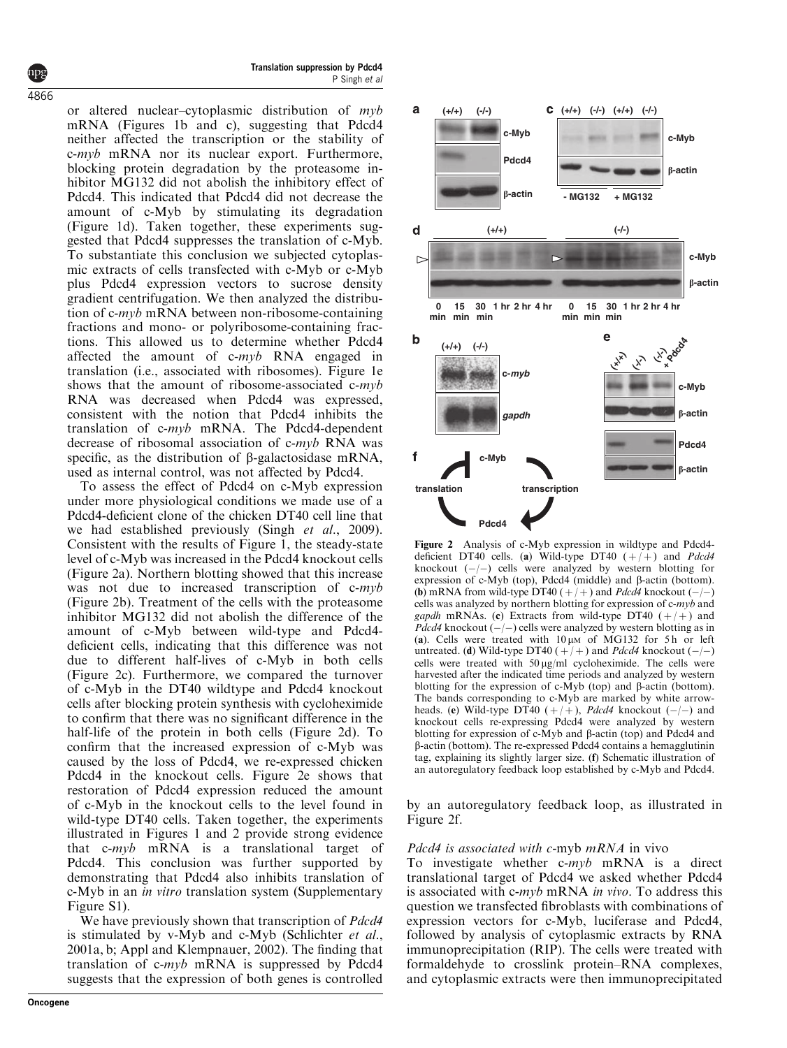or altered nuclear–cytoplasmic distribution of *myb* mRNA (Figures 1b and c), suggesting that Pdcd4 neither affected the transcription or the stability of c-*myb* mRNA nor its nuclear export. Furthermore, blocking protein degradation by the proteasome inhibitor MG132 did not abolish the inhibitory effect of Pdcd4. This indicated that Pdcd4 did not decrease the amount of c-Myb by stimulating its degradation (Figure 1d). Taken together, these experiments suggested that Pdcd4 suppresses the translation of c-Myb. To substantiate this conclusion we subjected cytoplasmic extracts of cells transfected with c-Myb or c-Myb plus Pdcd4 expression vectors to sucrose density gradient centrifugation. We then analyzed the distribution of c-*myb* mRNA between non-ribosome-containing fractions and mono- or polyribosome-containing fractions. This allowed us to determine whether Pdcd4 affected the amount of c-*myb* RNA engaged in translation (i.e., associated with ribosomes). Figure 1e shows that the amount of ribosome-associated c-*myb* RNA was decreased when Pdcd4 was expressed, consistent with the notion that Pdcd4 inhibits the translation of c-*myb* mRNA. The Pdcd4-dependent decrease of ribosomal association of c-*myb* RNA was specific, as the distribution of β-galactosidase mRNA, used as internal control, was not affected by Pdcd4.

To assess the effect of Pdcd4 on c-Myb expression under more physiological conditions we made use of a Pdcd4-deficient clone of the chicken DT40 cell line that we had established previously (Singh *et al.*, 2009). Consistent with the results of Figure 1, the steady-state level of c-Myb was increased in the Pdcd4 knockout cells (Figure 2a). Northern blotting showed that this increase was not due to increased transcription of c-*myb* (Figure 2b). Treatment of the cells with the proteasome inhibitor MG132 did not abolish the difference of the amount of c-Myb between wild-type and Pdcd4-deficient cells, indicating that this difference was not due to different half-lives of c-Myb in both cells (Figure 2c). Furthermore, we compared the turnover of c-Myb in the DT40 wildtype and Pdcd4 knockout cells after blocking protein synthesis with cycloheximide to confirm that there was no significant difference in the half-life of the protein in both cells (Figure 2d). To confirm that the increased expression of c-Myb was caused by the loss of Pdcd4, we re-expressed chicken Pdcd4 in the knockout cells. Figure 2e shows that restoration of Pdcd4 expression reduced the amount of c-Myb in the knockout cells to the level found in wild-type DT40 cells. Taken together, the experiments illustrated in Figures 1 and 2 provide strong evidence that c-*myb* mRNA is a translational target of Pdcd4. This conclusion was further supported by demonstrating that Pdcd4 also inhibits translation of c-Myb in an *in vitro* translation system (Supplementary Figure S1).

We have previously shown that transcription of *Pdcd4* is stimulated by v-Myb and c-Myb (Schlichter *et al.*, 2001a, b; Appl and Klempnauer, 2002). The finding that translation of c-*myb* mRNA is suppressed by Pdcd4 suggests that the expression of both genes is controlled by an autoregulatory feedback loop, as illustrated in Figure 2f.

**Figure 2** Analysis of c-Myb expression in wildtype and Pdcd4-deficient DT40 cells. (**a**) Wild-type DT40 (+/+) and *Pdcd4* knockout (−/−) cells were analyzed by western blotting for expression of c-Myb (top), Pdcd4 (middle) and β-actin (bottom). (**b**) mRNA from wild-type DT40 (+/+) and *Pdcd4* knockout (−/−) cells was analyzed by northern blotting for expression of c-*myb* and *gapdh* mRNAs. (**c**) Extracts from wild-type DT40 (+/+) and *Pdcd4* knockout (−/−) cells were analyzed by western blotting as in (**a**). Cells were treated with 10 μM of MG132 for 5 h or left untreated. (**d**) Wild-type DT40 (+/+) and *Pdcd4* knockout (−/−) cells were treated with 50 μg/ml cycloheximide. The cells were harvested after the indicated time periods and analyzed by western blotting for the expression of c-Myb (top) and β-actin (bottom). The bands corresponding to c-Myb are marked by white arrowheads. (**e**) Wild-type DT40 (+/+), *Pdcd4* knockout (−/−) and knockout cells re-expressing Pdcd4 were analyzed by western blotting for expression of c-Myb and β-actin (top) and Pdcd4 and β-actin (bottom). The re-expressed Pdcd4 contains a hemagglutinin tag, explaining its slightly larger size. (**f**) Schematic illustration of an autoregulatory feedback loop established by c-Myb and Pdcd4.

### *Pdcd4 is associated with c-*myb *mRNA* in vivo

To investigate whether c-*myb* mRNA is a direct translational target of Pdcd4 we asked whether Pdcd4 is associated with c-*myb* mRNA *in vivo*. To address this question we transfected fibroblasts with combinations of expression vectors for c-Myb, luciferase and Pdcd4, followed by analysis of cytoplasmic extracts by RNA immunoprecipitation (RIP). The cells were treated with formaldehyde to crosslink protein–RNA complexes, and cytoplasmic extracts were then immunoprecipitated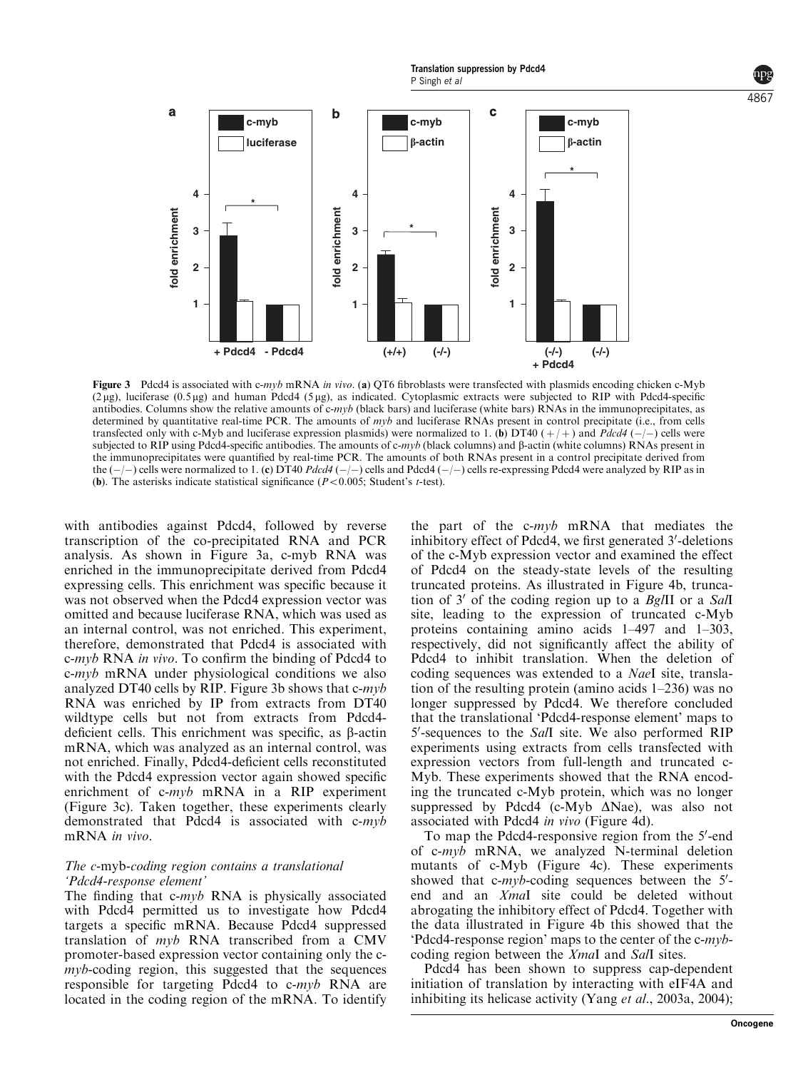**Figure 3** Pdcd4 is associated with c-*myb* mRNA *in vivo*. (**a**) QT6 fibroblasts were transfected with plasmids encoding chicken c-Myb (2 μg), luciferase (0.5 μg) and human Pdcd4 (5 μg), as indicated. Cytoplasmic extracts were subjected to RIP with Pdcd4-specific antibodies. Columns show the relative amounts of c-*myb* (black bars) and luciferase (white bars) RNAs in the immunoprecipitates, as determined by quantitative real-time PCR. The amounts of *myb* and luciferase RNAs present in control precipitate (i.e., from cells transfected only with c-Myb and luciferase expression plasmids) were normalized to 1. (**b**) DT40 (+/+) and *Pdcd4* (−/−) cells were subjected to RIP using Pdcd4-specific antibodies. The amounts of c-*myb* (black columns) and β-actin (white columns) RNAs present in the immunoprecipitates were quantified by real-time PCR. The amounts of both RNAs present in a control precipitate derived from the (−/−) cells were normalized to 1. (**c**) DT40 *Pdcd4* (−/−) cells and Pdcd4 (−/−) cells re-expressing Pdcd4 were analyzed by RIP as in (**b**). The asterisks indicate statistical significance ($P < 0.005$; Student's *t*-test).

with antibodies against Pdcd4, followed by reverse transcription of the co-precipitated RNA and PCR analysis. As shown in Figure 3a, c-myb RNA was enriched in the immunoprecipitate derived from Pdcd4 expressing cells. This enrichment was specific because it was not observed when the Pdcd4 expression vector was omitted and because luciferase RNA, which was used as an internal control, was not enriched. This experiment, therefore, demonstrated that Pdcd4 is associated with c-*myb* RNA *in vivo*. To confirm the binding of Pdcd4 to c-*myb* mRNA under physiological conditions we also analyzed DT40 cells by RIP. Figure 3b shows that c-*myb* RNA was enriched by IP from extracts from DT40 wildtype cells but not from extracts from Pdcd4-deficient cells. This enrichment was specific, as β-actin mRNA, which was analyzed as an internal control, was not enriched. Finally, Pdcd4-deficient cells reconstituted with the Pdcd4 expression vector again showed specific enrichment of c-*myb* mRNA in a RIP experiment (Figure 3c). Taken together, these experiments clearly demonstrated that Pdcd4 is associated with c-*myb* mRNA *in vivo*.

### *The c-*myb*-coding region contains a translational 'Pdcd4-response element'*

The finding that c-*myb* RNA is physically associated with Pdcd4 permitted us to investigate how Pdcd4 targets a specific mRNA. Because Pdcd4 suppressed translation of *myb* RNA transcribed from a CMV promoter-based expression vector containing only the c-*myb*-coding region, this suggested that the sequences responsible for targeting Pdcd4 to c-*myb* RNA are located in the coding region of the mRNA. To identify the part of the c-*myb* mRNA that mediates the inhibitory effect of Pdcd4, we first generated 3′-deletions of the c-Myb expression vector and examined the effect of Pdcd4 on the steady-state levels of the resulting truncated proteins. As illustrated in Figure 4b, truncation of 3′ of the coding region up to a *Bgl*II or a *Sal*I site, leading to the expression of truncated c-Myb proteins containing amino acids 1–497 and 1–303, respectively, did not significantly affect the ability of Pdcd4 to inhibit translation. When the deletion of coding sequences was extended to a *Nae*I site, translation of the resulting protein (amino acids 1–236) was no longer suppressed by Pdcd4. We therefore concluded that the translational 'Pdcd4-response element' maps to 5′-sequences to the *Sal*I site. We also performed RIP experiments using extracts from cells transfected with expression vectors from full-length and truncated c-Myb. These experiments showed that the RNA encoding the truncated c-Myb protein, which was no longer suppressed by Pdcd4 (c-Myb ΔNae), was also not associated with Pdcd4 *in vivo* (Figure 4d).

To map the Pdcd4-responsive region from the 5′-end of c-*myb* mRNA, we analyzed N-terminal deletion mutants of c-Myb (Figure 4c). These experiments showed that c-*myb*-coding sequences between the 5′-end and an *Xma*I site could be deleted without abrogating the inhibitory effect of Pdcd4. Together with the data illustrated in Figure 4b this showed that the 'Pdcd4-response region' maps to the center of the c-*myb*-coding region between the *Xma*I and *Sal*I sites.

Pdcd4 has been shown to suppress cap-dependent initiation of translation by interacting with eIF4A and inhibiting its helicase activity (Yang *et al*., 2003a, 2004);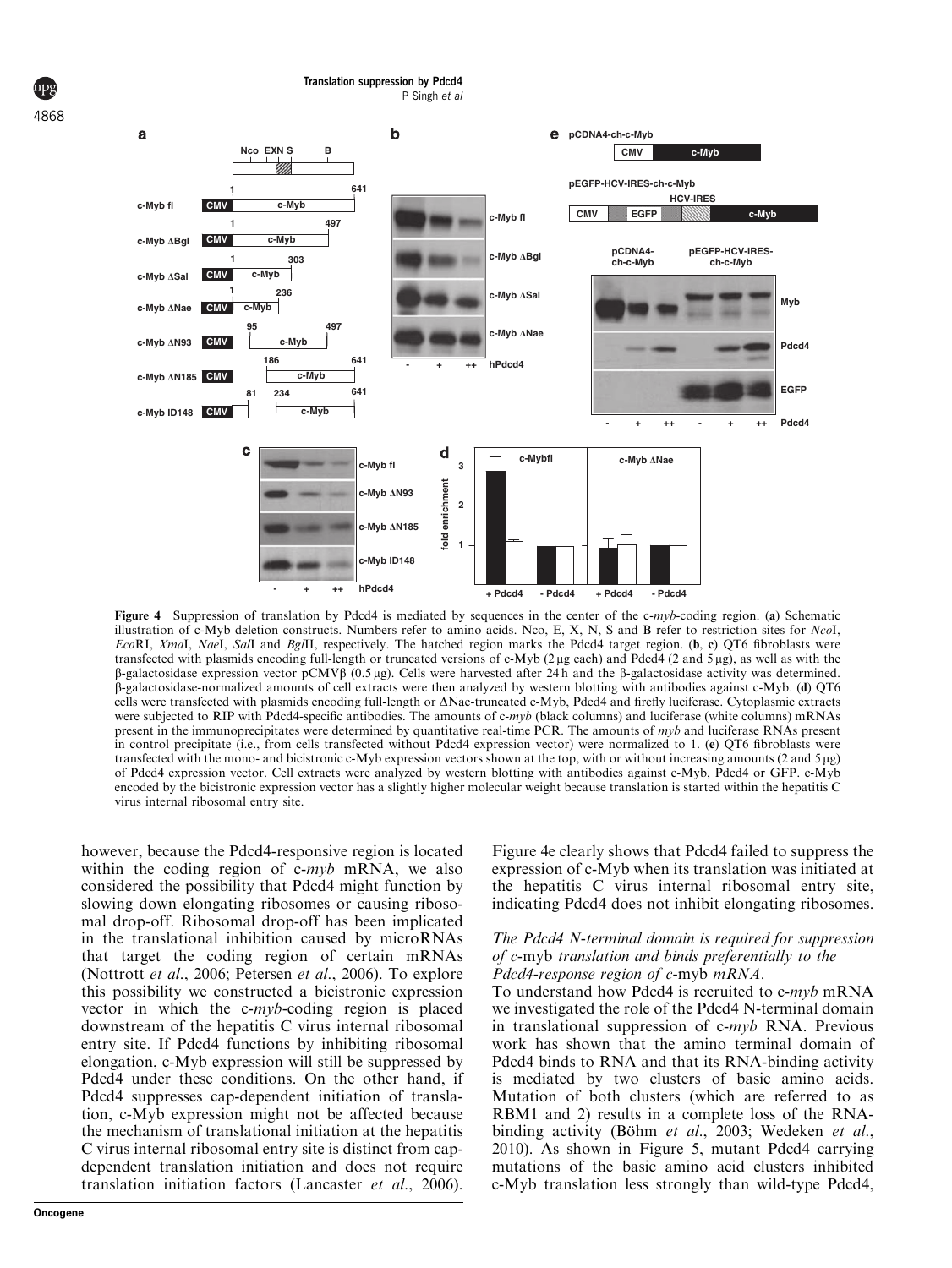Figure 4 Suppression of translation by Pdcd4 is mediated by sequences in the center of the c-*myb*-coding region. (**a**) Schematic illustration of c-Myb deletion constructs. Numbers refer to amino acids. Nco, E, X, N, S and B refer to restriction sites for *Nco*I, *Eco*RI, *Xma*I, *Nae*I, *Sal*I and *Bgl*II, respectively. The hatched region marks the Pdcd4 target region. (**b**, **c**) QT6 fibroblasts were transfected with plasmids encoding full-length or truncated versions of c-Myb (2 μg each) and Pdcd4 (2 and 5 μg), as well as with the β-galactosidase expression vector pCMVβ (0.5 μg). Cells were harvested after 24 h and the β-galactosidase activity was determined. β-galactosidase-normalized amounts of cell extracts were then analyzed by western blotting with antibodies against c-Myb. (**d**) QT6 cells were transfected with plasmids encoding full-length or ΔNae-truncated c-Myb, Pdcd4 and firefly luciferase. Cytoplasmic extracts were subjected to RIP with Pdcd4-specific antibodies. The amounts of c-*myb* (black columns) and luciferase (white columns) mRNAs present in the immunoprecipitates were determined by quantitative real-time PCR. The amounts of *myb* and luciferase RNAs present in control precipitate (i.e., from cells transfected without Pdcd4 expression vector) were normalized to 1. (**e**) QT6 fibroblasts were transfected with the mono- and bicistronic c-Myb expression vectors shown at the top, with or without increasing amounts (2 and 5 μg) of Pdcd4 expression vector. Cell extracts were analyzed by western blotting with antibodies against c-Myb, Pdcd4 or GFP. c-Myb encoded by the bicistronic expression vector has a slightly higher molecular weight because translation is started within the hepatitis C virus internal ribosomal entry site.

however, because the Pdcd4-responsive region is located within the coding region of c-*myb* mRNA, we also considered the possibility that Pdcd4 might function by slowing down elongating ribosomes or causing ribosomal drop-off. Ribosomal drop-off has been implicated in the translational inhibition caused by microRNAs that target the coding region of certain mRNAs (Nottrott *et al*., 2006; Petersen *et al*., 2006). To explore this possibility we constructed a bicistronic expression vector in which the c-*myb*-coding region is placed downstream of the hepatitis C virus internal ribosomal entry site. If Pdcd4 functions by inhibiting ribosomal elongation, c-Myb expression will still be suppressed by Pdcd4 under these conditions. On the other hand, if Pdcd4 suppresses cap-dependent initiation of translation, c-Myb expression might not be affected because the mechanism of translational initiation at the hepatitis C virus internal ribosomal entry site is distinct from cap-dependent translation initiation and does not require translation initiation factors (Lancaster *et al*., 2006). Figure 4e clearly shows that Pdcd4 failed to suppress the expression of c-Myb when its translation was initiated at the hepatitis C virus internal ribosomal entry site, indicating Pdcd4 does not inhibit elongating ribosomes.

### *The Pdcd4 N-terminal domain is required for suppression of c-*myb *translation and binds preferentially to the Pdcd4-response region of c-*myb *mRNA.*

To understand how Pdcd4 is recruited to c-*myb* mRNA we investigated the role of the Pdcd4 N-terminal domain in translational suppression of c-*myb* RNA. Previous work has shown that the amino terminal domain of Pdcd4 binds to RNA and that its RNA-binding activity is mediated by two clusters of basic amino acids. Mutation of both clusters (which are referred to as RBM1 and 2) results in a complete loss of the RNA-binding activity (Böhm *et al*., 2003; Wedeken *et al*., 2010). As shown in Figure 5, mutant Pdcd4 carrying mutations of the basic amino acid clusters inhibited c-Myb translation less strongly than wild-type Pdcd4,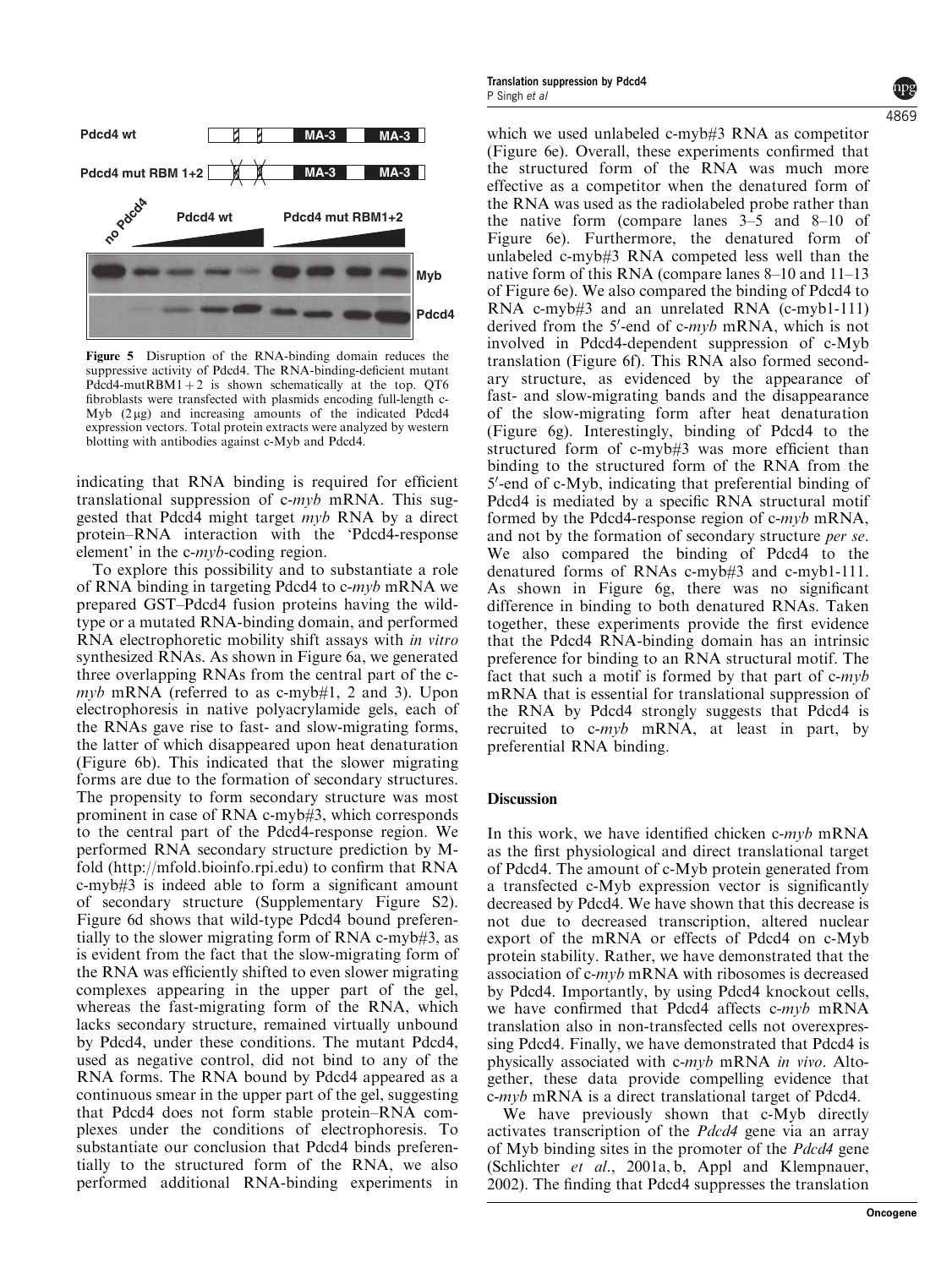Figure 5 Disruption of the RNA-binding domain reduces the suppressive activity of Pdcd4. The RNA-binding-deficient mutant Pdcd4-mutRBM1 + 2 is shown schematically at the top. QT6 fibroblasts were transfected with plasmids encoding full-length c-Myb (2 μg) and increasing amounts of the indicated Pdcd4 expression vectors. Total protein extracts were analyzed by western blotting with antibodies against c-Myb and Pdcd4.

indicating that RNA binding is required for efficient translational suppression of c-*myb* mRNA. This suggested that Pdcd4 might target *myb* RNA by a direct protein–RNA interaction with the 'Pdcd4-response element' in the c-*myb*-coding region.

To explore this possibility and to substantiate a role of RNA binding in targeting Pdcd4 to c-*myb* mRNA we prepared GST–Pdcd4 fusion proteins having the wild-type or a mutated RNA-binding domain, and performed RNA electrophoretic mobility shift assays with *in vitro* synthesized RNAs. As shown in Figure 6a, we generated three overlapping RNAs from the central part of the c-*myb* mRNA (referred to as c-myb#1, 2 and 3). Upon electrophoresis in native polyacrylamide gels, each of the RNAs gave rise to fast- and slow-migrating forms, the latter of which disappeared upon heat denaturation (Figure 6b). This indicated that the slower migrating forms are due to the formation of secondary structures. The propensity to form secondary structure was most prominent in case of RNA c-myb#3, which corresponds to the central part of the Pdcd4-response region. We performed RNA secondary structure prediction by M-fold (http://mfold.bioinfo.rpi.edu) to confirm that RNA c-myb#3 is indeed able to form a significant amount of secondary structure (Supplementary Figure S2). Figure 6d shows that wild-type Pdcd4 bound preferentially to the slower migrating form of RNA c-myb#3, as is evident from the fact that the slow-migrating form of the RNA was efficiently shifted to even slower migrating complexes appearing in the upper part of the gel, whereas the fast-migrating form of the RNA, which lacks secondary structure, remained virtually unbound by Pdcd4, under these conditions. The mutant Pdcd4, used as negative control, did not bind to any of the RNA forms. The RNA bound by Pdcd4 appeared as a continuous smear in the upper part of the gel, suggesting that Pdcd4 does not form stable protein–RNA complexes under the conditions of electrophoresis. To substantiate our conclusion that Pdcd4 binds preferentially to the structured form of the RNA, we also performed additional RNA-binding experiments in which we used unlabeled c-myb#3 RNA as competitor (Figure 6e). Overall, these experiments confirmed that the structured form of the RNA was much more effective as a competitor when the denatured form of the RNA was used as the radiolabeled probe rather than the native form (compare lanes 3–5 and 8–10 of Figure 6e). Furthermore, the denatured form of unlabeled c-myb#3 RNA competed less well than the native form of this RNA (compare lanes 8–10 and 11–13 of Figure 6e). We also compared the binding of Pdcd4 to RNA c-myb#3 and an unrelated RNA (c-myb1-111) derived from the 5′-end of c-*myb* mRNA, which is not involved in Pdcd4-dependent suppression of c-Myb translation (Figure 6f). This RNA also formed secondary structure, as evidenced by the appearance of fast- and slow-migrating bands and the disappearance of the slow-migrating form after heat denaturation (Figure 6g). Interestingly, binding of Pdcd4 to the structured form of c-myb#3 was more efficient than binding to the structured form of the RNA from the 5′-end of c-Myb, indicating that preferential binding of Pdcd4 is mediated by a specific RNA structural motif formed by the Pdcd4-response region of c-*myb* mRNA, and not by the formation of secondary structure *per se*. We also compared the binding of Pdcd4 to the denatured forms of RNAs c-myb#3 and c-myb1-111. As shown in Figure 6g, there was no significant difference in binding to both denatured RNAs. Taken together, these experiments provide the first evidence that the Pdcd4 RNA-binding domain has an intrinsic preference for binding to an RNA structural motif. The fact that such a motif is formed by that part of c-*myb* mRNA that is essential for translational suppression of the RNA by Pdcd4 strongly suggests that Pdcd4 is recruited to c-*myb* mRNA, at least in part, by preferential RNA binding.

## Discussion

In this work, we have identified chicken c-*myb* mRNA as the first physiological and direct translational target of Pdcd4. The amount of c-Myb protein generated from a transfected c-Myb expression vector is significantly decreased by Pdcd4. We have shown that this decrease is not due to decreased transcription, altered nuclear export of the mRNA or effects of Pdcd4 on c-Myb protein stability. Rather, we have demonstrated that the association of c-*myb* mRNA with ribosomes is decreased by Pdcd4. Importantly, by using Pdcd4 knockout cells, we have confirmed that Pdcd4 affects c-*myb* mRNA translation also in non-transfected cells not overexpressing Pdcd4. Finally, we have demonstrated that Pdcd4 is physically associated with c-*myb* mRNA *in vivo*. Altogether, these data provide compelling evidence that c-*myb* mRNA is a direct translational target of Pdcd4.

We have previously shown that c-Myb directly activates transcription of the *Pdcd4* gene via an array of Myb binding sites in the promoter of the *Pdcd4* gene (Schlichter *et al*., 2001a, b, Appl and Klempnauer, 2002). The finding that Pdcd4 suppresses the translation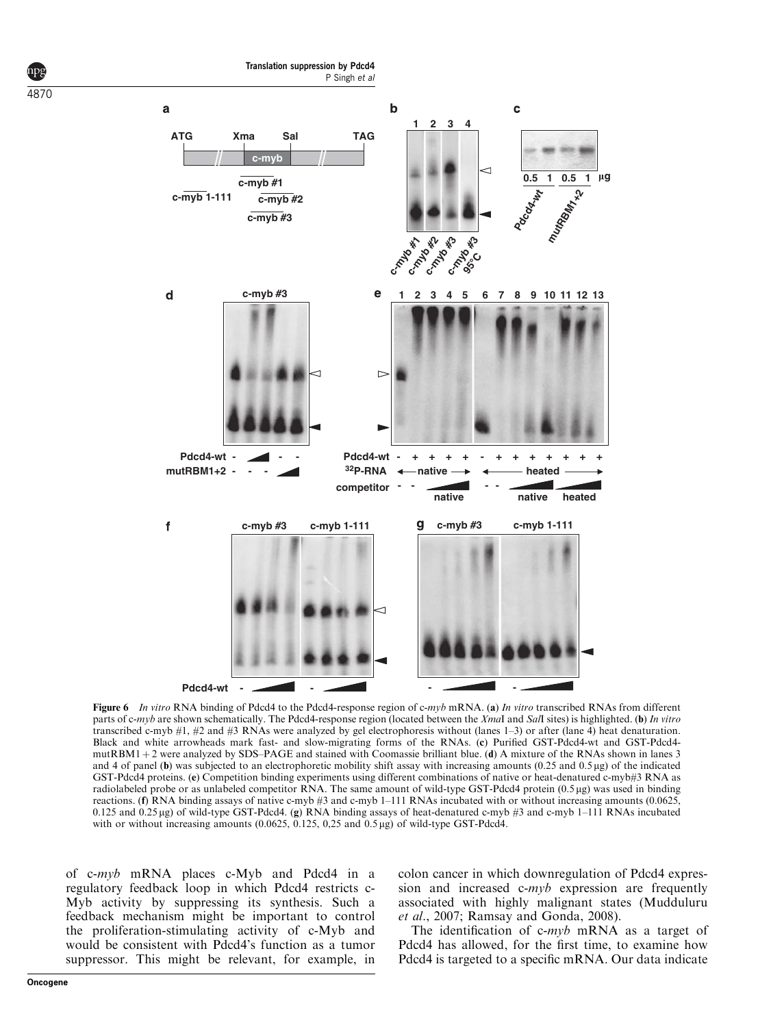**Figure 6** *In vitro* RNA binding of Pdcd4 to the Pdcd4-response region of c-*myb* mRNA. (**a**) *In vitro* transcribed RNAs from different parts of c-*myb* are shown schematically. The Pdcd4-response region (located between the *Xma*I and *Sal*I sites) is highlighted. (**b**) *In vitro* transcribed c-myb #1, #2 and #3 RNAs were analyzed by gel electrophoresis without (lanes 1–3) or after (lane 4) heat denaturation. Black and white arrowheads mark fast- and slow-migrating forms of the RNAs. (**c**) Purified GST-Pdcd4-wt and GST-Pdcd4-mutRBM1 + 2 were analyzed by SDS–PAGE and stained with Coomassie brilliant blue. (**d**) A mixture of the RNAs shown in lanes 3 and 4 of panel (**b**) was subjected to an electrophoretic mobility shift assay with increasing amounts (0.25 and 0.5 μg) of the indicated GST-Pdcd4 proteins. (**e**) Competition binding experiments using different combinations of native or heat-denatured c-myb#3 RNA as radiolabeled probe or as unlabeled competitor RNA. The same amount of wild-type GST-Pdcd4 protein (0.5 μg) was used in binding reactions. (**f**) RNA binding assays of native c-myb #3 and c-myb 1–111 RNAs incubated with or without increasing amounts (0.0625, 0.125 and 0.25 μg) of wild-type GST-Pdcd4. (**g**) RNA binding assays of heat-denatured c-myb #3 and c-myb 1–111 RNAs incubated with or without increasing amounts (0.0625, 0.125, 0,25 and 0.5 μg) of wild-type GST-Pdcd4.

of c-*myb* mRNA places c-Myb and Pdcd4 in a regulatory feedback loop in which Pdcd4 restricts c-Myb activity by suppressing its synthesis. Such a feedback mechanism might be important to control the proliferation-stimulating activity of c-Myb and would be consistent with Pdcd4's function as a tumor suppressor. This might be relevant, for example, in colon cancer in which downregulation of Pdcd4 expression and increased c-*myb* expression are frequently associated with highly malignant states (Mudduluru *et al*., 2007; Ramsay and Gonda, 2008).

The identification of c-*myb* mRNA as a target of Pdcd4 has allowed, for the first time, to examine how Pdcd4 is targeted to a specific mRNA. Our data indicate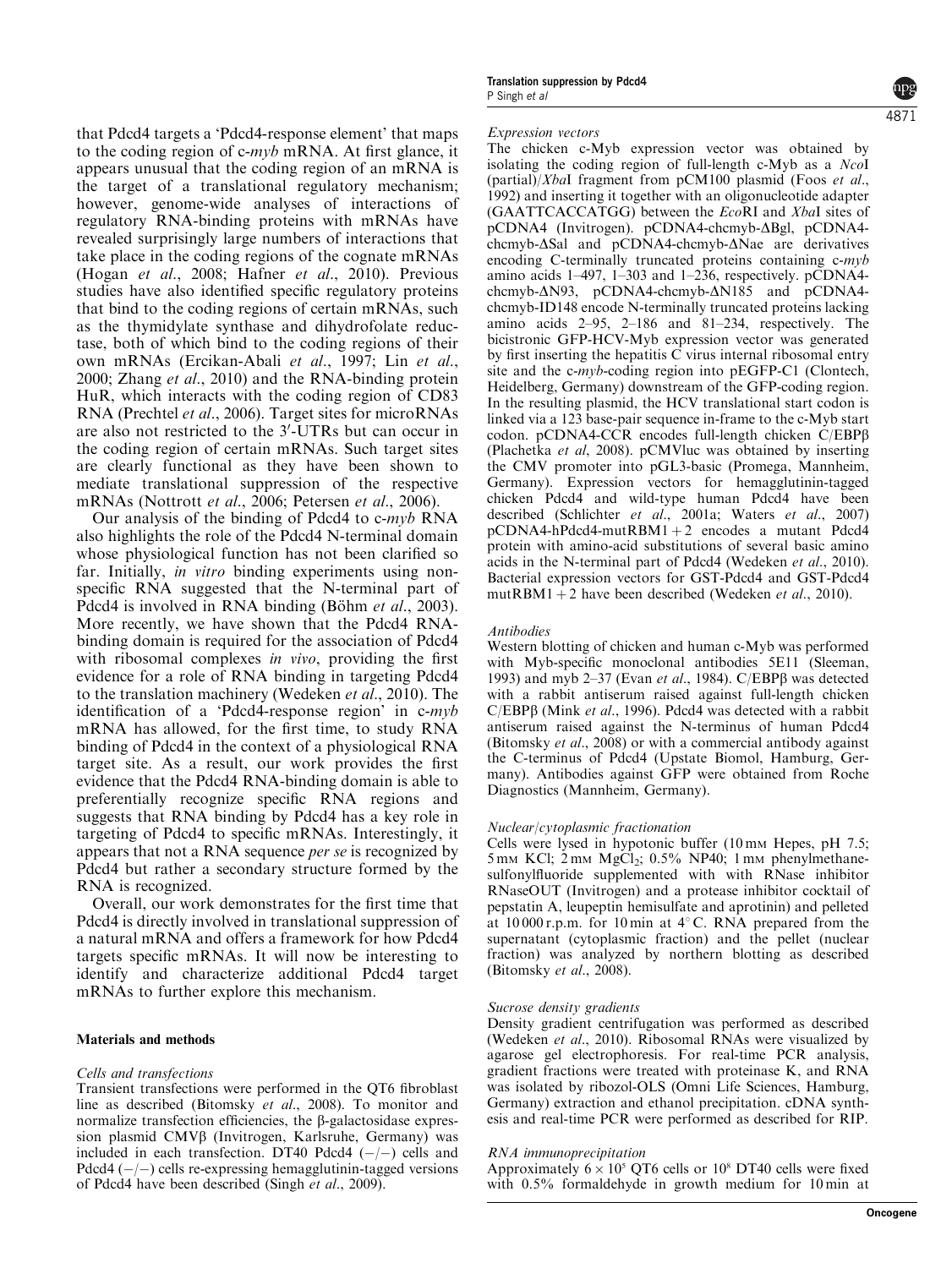that Pdcd4 targets a 'Pdcd4-response element' that maps to the coding region of c-*myb* mRNA. At first glance, it appears unusual that the coding region of an mRNA is the target of a translational regulatory mechanism; however, genome-wide analyses of interactions of regulatory RNA-binding proteins with mRNAs have revealed surprisingly large numbers of interactions that take place in the coding regions of the cognate mRNAs (Hogan *et al*., 2008; Hafner *et al*., 2010). Previous studies have also identified specific regulatory proteins that bind to the coding regions of certain mRNAs, such as the thymidylate synthase and dihydrofolate reductase, both of which bind to the coding regions of their own mRNAs (Ercikan-Abali *et al*., 1997; Lin *et al*., 2000; Zhang *et al*., 2010) and the RNA-binding protein HuR, which interacts with the coding region of CD83 RNA (Prechtel *et al*., 2006). Target sites for microRNAs are also not restricted to the 3′-UTRs but can occur in the coding region of certain mRNAs. Such target sites are clearly functional as they have been shown to mediate translational suppression of the respective mRNAs (Nottrott *et al*., 2006; Petersen *et al*., 2006).

Our analysis of the binding of Pdcd4 to c-*myb* RNA also highlights the role of the Pdcd4 N-terminal domain whose physiological function has not been clarified so far. Initially, *in vitro* binding experiments using non-specific RNA suggested that the N-terminal part of Pdcd4 is involved in RNA binding (Böhm *et al*., 2003). More recently, we have shown that the Pdcd4 RNA-binding domain is required for the association of Pdcd4 with ribosomal complexes *in vivo*, providing the first evidence for a role of RNA binding in targeting Pdcd4 to the translation machinery (Wedeken *et al*., 2010). The identification of a 'Pdcd4-response region' in c-*myb* mRNA has allowed, for the first time, to study RNA binding of Pdcd4 in the context of a physiological RNA target site. As a result, our work provides the first evidence that the Pdcd4 RNA-binding domain is able to preferentially recognize specific RNA regions and suggests that RNA binding by Pdcd4 has a key role in targeting of Pdcd4 to specific mRNAs. Interestingly, it appears that not a RNA sequence *per se* is recognized by Pdcd4 but rather a secondary structure formed by the RNA is recognized.

Overall, our work demonstrates for the first time that Pdcd4 is directly involved in translational suppression of a natural mRNA and offers a framework for how Pdcd4 targets specific mRNAs. It will now be interesting to identify and characterize additional Pdcd4 target mRNAs to further explore this mechanism.

## Materials and methods

### *Cells and transfections*

Transient transfections were performed in the QT6 fibroblast line as described (Bitomsky *et al*., 2008). To monitor and normalize transfection efficiencies, the β-galactosidase expression plasmid CMVβ (Invitrogen, Karlsruhe, Germany) was included in each transfection. DT40 Pdcd4 (−/−) cells and Pdcd4 (−/−) cells re-expressing hemagglutinin-tagged versions of Pdcd4 have been described (Singh *et al*., 2009).

### *Expression vectors*

The chicken c-Myb expression vector was obtained by isolating the coding region of full-length c-Myb as a *Nco*I (partial)/*Xba*I fragment from pCM100 plasmid (Foos *et al*., 1992) and inserting it together with an oligonucleotide adapter (GAATTCACCATGG) between the *Eco*RI and *Xba*I sites of pCDNA4 (Invitrogen). pCDNA4-chcmyb-ΔBgl, pCDNA4-chcmyb-ΔSal and pCDNA4-chcmyb-ΔNae are derivatives encoding C-terminally truncated proteins containing c-*myb* amino acids 1–497, 1–303 and 1–236, respectively. pCDNA4-chcmyb-ΔN93, pCDNA4-chcmyb-ΔN185 and pCDNA4-chcmyb-ID148 encode N-terminally truncated proteins lacking amino acids 2–95, 2–186 and 81–234, respectively. The bicistronic GFP-HCV-Myb expression vector was generated by first inserting the hepatitis C virus internal ribosomal entry site and the c-*myb*-coding region into pEGFP-C1 (Clontech, Heidelberg, Germany) downstream of the GFP-coding region. In the resulting plasmid, the HCV translational start codon is linked via a 123 base-pair sequence in-frame to the c-Myb start codon. pCDNA4-CCR encodes full-length chicken C/EBPβ (Plachetka *et al*, 2008). pCMVluc was obtained by inserting the CMV promoter into pGL3-basic (Promega, Mannheim, Germany). Expression vectors for hemagglutinin-tagged chicken Pdcd4 and wild-type human Pdcd4 have been described (Schlichter *et al*., 2001a; Waters *et al*., 2007) pCDNA4-hPdcd4-mutRBM1 + 2 encodes a mutant Pdcd4 protein with amino-acid substitutions of several basic amino acids in the N-terminal part of Pdcd4 (Wedeken *et al*., 2010). Bacterial expression vectors for GST-Pdcd4 and GST-Pdcd4 mutRBM1 + 2 have been described (Wedeken *et al*., 2010).

### *Antibodies*

Western blotting of chicken and human c-Myb was performed with Myb-specific monoclonal antibodies 5E11 (Sleeman, 1993) and myb 2–37 (Evan *et al*., 1984). C/EBPβ was detected with a rabbit antiserum raised against full-length chicken C/EBPβ (Mink *et al*., 1996). Pdcd4 was detected with a rabbit antiserum raised against the N-terminus of human Pdcd4 (Bitomsky *et al*., 2008) or with a commercial antibody against the C-terminus of Pdcd4 (Upstate Biomol, Hamburg, Germany). Antibodies against GFP were obtained from Roche Diagnostics (Mannheim, Germany).

### *Nuclear/cytoplasmic fractionation*

Cells were lysed in hypotonic buffer (10 mM Hepes, pH 7.5; 5 mM KCl; 2 mM $MgCl_2$; 0.5% NP40; 1 mM phenylmethanesulfonylfluoride supplemented with with RNase inhibitor RNaseOUT (Invitrogen) and a protease inhibitor cocktail of pepstatin A, leupeptin hemisulfate and aprotinin) and pelleted at 10 000 r.p.m. for 10 min at 4° C. RNA prepared from the supernatant (cytoplasmic fraction) and the pellet (nuclear fraction) was analyzed by northern blotting as described (Bitomsky *et al*., 2008).

### *Sucrose density gradients*

Density gradient centrifugation was performed as described (Wedeken *et al*., 2010). Ribosomal RNAs were visualized by agarose gel electrophoresis. For real-time PCR analysis, gradient fractions were treated with proteinase K, and RNA was isolated by ribozol-OLS (Omni Life Sciences, Hamburg, Germany) extraction and ethanol precipitation. cDNA synthesis and real-time PCR were performed as described for RIP.

### *RNA immunoprecipitation*

Approximately $6 \times 10^5$ QT6 cells or $10^8$ DT40 cells were fixed with 0.5% formaldehyde in growth medium for 10 min at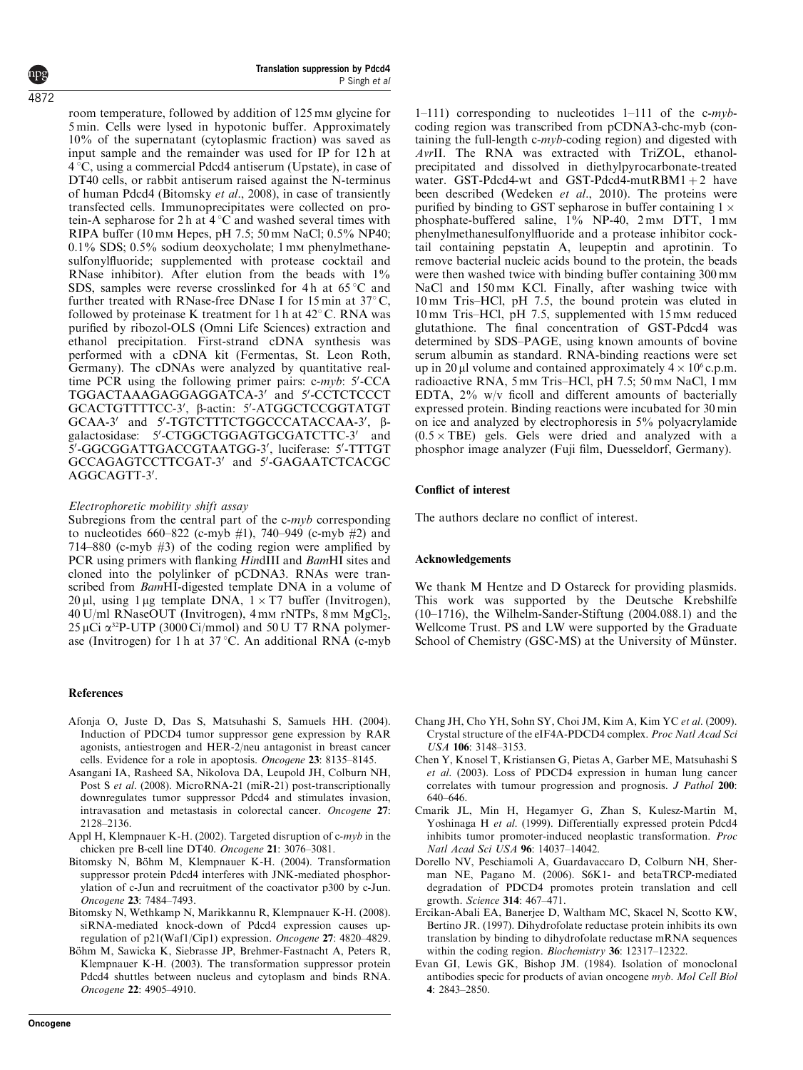room temperature, followed by addition of 125 mM glycine for 5 min. Cells were lysed in hypotonic buffer. Approximately 10% of the supernatant (cytoplasmic fraction) was saved as input sample and the remainder was used for IP for 12 h at 4 °C, using a commercial Pdcd4 antiserum (Upstate), in case of DT40 cells, or rabbit antiserum raised against the N-terminus of human Pdcd4 (Bitomsky *et al*., 2008), in case of transiently transfected cells. Immunoprecipitates were collected on protein-A sepharose for 2 h at 4 °C and washed several times with RIPA buffer (10 mM Hepes, pH 7.5; 50 mM NaCl; 0.5% NP40; 0.1% SDS; 0.5% sodium deoxycholate; 1 mM phenylmethanesulfonylfluoride; supplemented with protease cocktail and RNase inhibitor). After elution from the beads with 1% SDS, samples were reverse crosslinked for 4 h at 65 °C and further treated with RNase-free DNase I for 15 min at 37° C, followed by proteinase K treatment for 1 h at 42° C. RNA was purified by ribozol-OLS (Omni Life Sciences) extraction and ethanol precipitation. First-strand cDNA synthesis was performed with a cDNA kit (Fermentas, St. Leon Roth, Germany). The cDNAs were analyzed by quantitative real-time PCR using the following primer pairs: c-*myb*: 5′-CCA TGGACTAAAGAGGAGGATCA-3′ and 5′-CCTCTCCCT GCACTGTTTTCC-3′, β-actin: 5′-ATGGCTCCGGTATGT GCAA-3′ and 5′-TGTCTTCTGGCCCATACCAA-3′, β-galactosidase: 5′-CTGGCTGGAGTGCGATCTTC-3′ and 5′-GGCGGATTGACCGTAATGG-3′, luciferase: 5′-TTTGT GCCAGAGTCCTTCGAT-3′ and 5′-GAGAATCTCACGC AGGCAGTT-3′.

### Electrophoretic mobility shift assay

Subregions from the central part of the c-*myb* corresponding to nucleotides 660–822 (c-myb #1), 740–949 (c-myb #2) and 714–880 (c-myb #3) of the coding region were amplified by PCR using primers with flanking *Hin*dIII and *Bam*HI sites and cloned into the polylinker of pCDNA3. RNAs were transcribed from *Bam*HI-digested template DNA in a volume of 20 μl, using 1 μg template DNA, 1 × T7 buffer (Invitrogen), 40 U/ml RNaseOUT (Invitrogen), 4 mM rNTPs, 8 mM $MgCl_2$, 25 μCi $\alpha^{32}$P-UTP (3000 Ci/mmol) and 50 U T7 RNA polymerase (Invitrogen) for 1 h at 37 °C. An additional RNA (c-myb 1–111) corresponding to nucleotides 1–111 of the c-*myb*-coding region was transcribed from pCDNA3-chc-myb (containing the full-length c-*myb*-coding region) and digested with *Avr*II. The RNA was extracted with TriZOL, ethanol-precipitated and dissolved in diethylpyrocarbonate-treated water. GST-Pdcd4-wt and GST-Pdcd4-mutRBM1 + 2 have been described (Wedeken *et al*., 2010). The proteins were purified by binding to GST sepharose in buffer containing 1 × phosphate-buffered saline, 1% NP-40, 2 mM DTT, 1 mM phenylmethanesulfonylfluoride and a protease inhibitor cocktail containing pepstatin A, leupeptin and aprotinin. To remove bacterial nucleic acids bound to the protein, the beads were then washed twice with binding buffer containing 300 mM NaCl and 150 mM KCl. Finally, after washing twice with 10 mM Tris–HCl, pH 7.5, the bound protein was eluted in 10 mM Tris–HCl, pH 7.5, supplemented with 15 mM reduced glutathione. The final concentration of GST-Pdcd4 was determined by SDS–PAGE, using known amounts of bovine serum albumin as standard. RNA-binding reactions were set up in 20 μl volume and contained approximately $4 \times 10^6$ c.p.m. radioactive RNA, 5 mM Tris–HCl, pH 7.5; 50 mM NaCl, 1 mM EDTA, 2% w/v ficoll and different amounts of bacterially expressed protein. Binding reactions were incubated for 30 min on ice and analyzed by electrophoresis in 5% polyacrylamide (0.5 × TBE) gels. Gels were dried and analyzed with a phosphor image analyzer (Fuji film, Duesseldorf, Germany).

## Conflict of interest

The authors declare no conflict of interest.

## Acknowledgements

We thank M Hentze and D Ostareck for providing plasmids. This work was supported by the Deutsche Krebshilfe (10–1716), the Wilhelm-Sander-Stiftung (2004.088.1) and the Wellcome Trust. PS and LW were supported by the Graduate School of Chemistry (GSC-MS) at the University of Münster.

## References

Afonja O, Juste D, Das S, Matsuhashi S, Samuels HH. (2004). Induction of PDCD4 tumor suppressor gene expression by RAR agonists, antiestrogen and HER-2/neu antagonist in breast cancer cells. Evidence for a role in apoptosis. *Oncogene* **23**: 8135–8145.

Asangani IA, Rasheed SA, Nikolova DA, Leupold JH, Colburn NH, Post S *et al*. (2008). MicroRNA-21 (miR-21) post-transcriptionally downregulates tumor suppressor Pdcd4 and stimulates invasion, intravasation and metastasis in colorectal cancer. *Oncogene* **27**: 2128–2136.

Appl H, Klempnauer K-H. (2002). Targeted disruption of c-*myb* in the chicken pre B-cell line DT40. *Oncogene* **21**: 3076–3081.

Bitomsky N, Böhm M, Klempnauer K-H. (2004). Transformation suppressor protein Pdcd4 interferes with JNK-mediated phosphorylation of c-Jun and recruitment of the coactivator p300 by c-Jun. *Oncogene* **23**: 7484–7493.

Bitomsky N, Wethkamp N, Marikkannu R, Klempnauer K-H. (2008). siRNA-mediated knock-down of Pdcd4 expression causes upregulation of p21(Waf1/Cip1) expression. *Oncogene* **27**: 4820–4829.

Böhm M, Sawicka K, Siebrasse JP, Brehmer-Fastnacht A, Peters R, Klempnauer K-H. (2003). The transformation suppressor protein Pdcd4 shuttles between nucleus and cytoplasm and binds RNA. *Oncogene* **22**: 4905–4910.

Chang JH, Cho YH, Sohn SY, Choi JM, Kim A, Kim YC *et al*. (2009). Crystal structure of the eIF4A-PDCD4 complex. *Proc Natl Acad Sci USA* **106**: 3148–3153.

Chen Y, Knosel T, Kristiansen G, Pietas A, Garber ME, Matsuhashi S *et al*. (2003). Loss of PDCD4 expression in human lung cancer correlates with tumour progression and prognosis. *J Pathol* **200**: 640–646.

Cmarik JL, Min H, Hegamyer G, Zhan S, Kulesz-Martin M, Yoshinaga H *et al*. (1999). Differentially expressed protein Pdcd4 inhibits tumor promoter-induced neoplastic transformation. *Proc Natl Acad Sci USA* **96**: 14037–14042.

Dorello NV, Peschiamoli A, Guardavaccaro D, Colburn NH, Sherman NE, Pagano M. (2006). S6K1- and betaTRCP-mediated degradation of PDCD4 promotes protein translation and cell growth. *Science* **314**: 467–471.

Ercikan-Abali EA, Banerjee D, Waltham MC, Skacel N, Scotto KW, Bertino JR. (1997). Dihydrofolate reductase protein inhibits its own translation by binding to dihydrofolate reductase mRNA sequences within the coding region. *Biochemistry* **36**: 12317–12322.

Evan GI, Lewis GK, Bishop JM. (1984). Isolation of monoclonal antibodies specic for products of avian oncogene *myb*. *Mol Cell Biol* **4**: 2843–2850.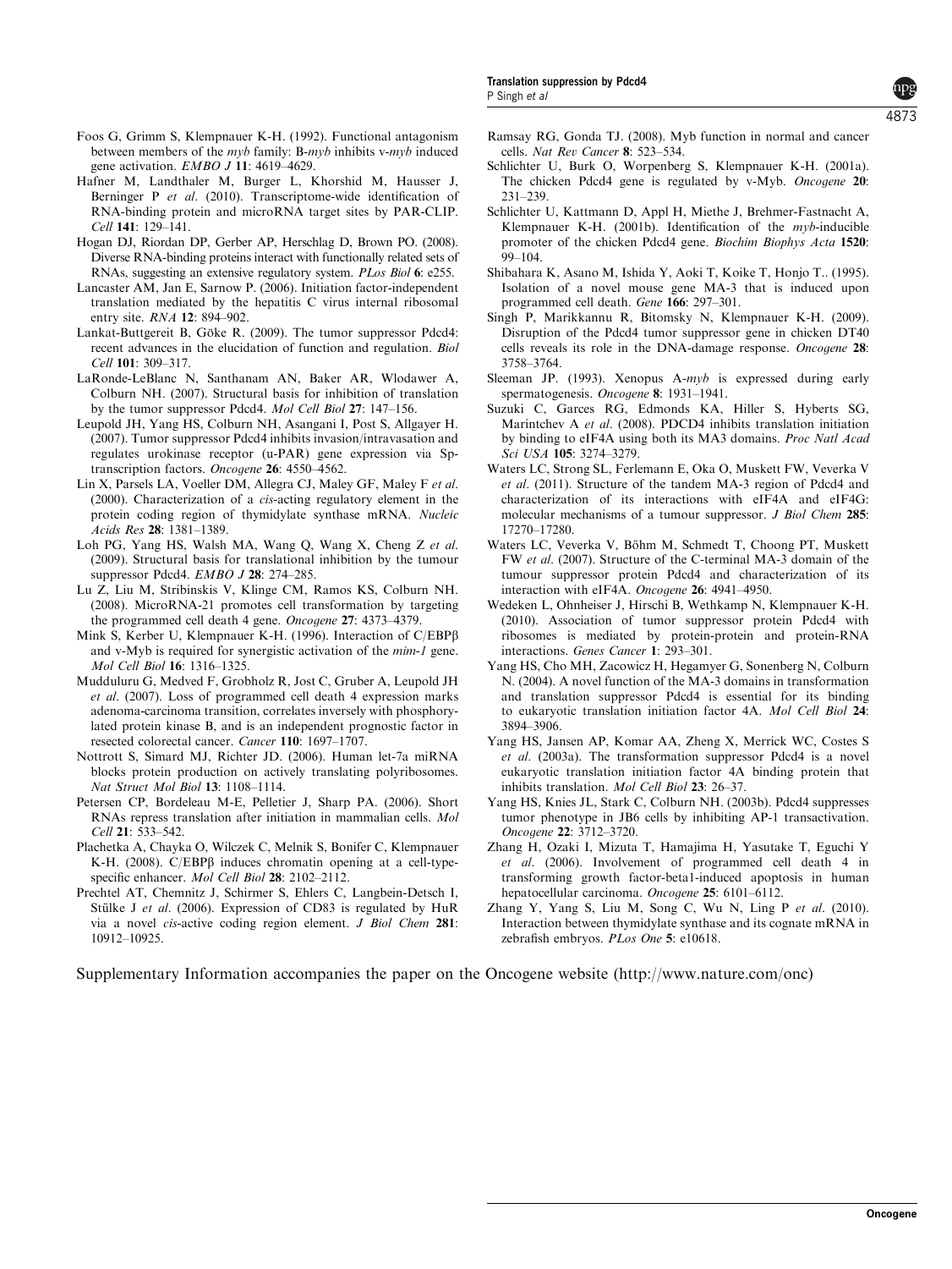Foos G, Grimm S, Klempnauer K-H. (1992). Functional antagonism between members of the *myb* family: B-*myb* inhibits v-*myb* induced gene activation. *EMBO J* **11**: 4619–4629.

Hafner M, Landthaler M, Burger L, Khorshid M, Hausser J, Berninger P *et al*. (2010). Transcriptome-wide identification of RNA-binding protein and microRNA target sites by PAR-CLIP. *Cell* **141**: 129–141.

Hogan DJ, Riordan DP, Gerber AP, Herschlag D, Brown PO. (2008). Diverse RNA-binding proteins interact with functionally related sets of RNAs, suggesting an extensive regulatory system. *PLos Biol* **6**: e255.

Lancaster AM, Jan E, Sarnow P. (2006). Initiation factor-independent translation mediated by the hepatitis C virus internal ribosomal entry site. *RNA* **12**: 894–902.

Lankat-Buttgereit B, Göke R. (2009). The tumor suppressor Pdcd4: recent advances in the elucidation of function and regulation. *Biol Cell* **101**: 309–317.

LaRonde-LeBlanc N, Santhanam AN, Baker AR, Wlodawer A, Colburn NH. (2007). Structural basis for inhibition of translation by the tumor suppressor Pdcd4. *Mol Cell Biol* **27**: 147–156.

Leupold JH, Yang HS, Colburn NH, Asangani I, Post S, Allgayer H. (2007). Tumor suppressor Pdcd4 inhibits invasion/intravasation and regulates urokinase receptor (u-PAR) gene expression via Sp-transcription factors. *Oncogene* **26**: 4550–4562.

Lin X, Parsels LA, Voeller DM, Allegra CJ, Maley GF, Maley F *et al*. (2000). Characterization of a *cis*-acting regulatory element in the protein coding region of thymidylate synthase mRNA. *Nucleic Acids Res* **28**: 1381–1389.

Loh PG, Yang HS, Walsh MA, Wang Q, Wang X, Cheng Z *et al*. (2009). Structural basis for translational inhibition by the tumour suppressor Pdcd4. *EMBO J* **28**: 274–285.

Lu Z, Liu M, Stribinskis V, Klinge CM, Ramos KS, Colburn NH. (2008). MicroRNA-21 promotes cell transformation by targeting the programmed cell death 4 gene. *Oncogene* **27**: 4373–4379.

Mink S, Kerber U, Klempnauer K-H. (1996). Interaction of C/EBPβ and v-Myb is required for synergistic activation of the *mim-1* gene. *Mol Cell Biol* **16**: 1316–1325.

Mudduluru G, Medved F, Grobholz R, Jost C, Gruber A, Leupold JH *et al*. (2007). Loss of programmed cell death 4 expression marks adenoma-carcinoma transition, correlates inversely with phosphorylated protein kinase B, and is an independent prognostic factor in resected colorectal cancer. *Cancer* **110**: 1697–1707.

Nottrott S, Simard MJ, Richter JD. (2006). Human let-7a miRNA blocks protein production on actively translating polyribosomes. *Nat Struct Mol Biol* **13**: 1108–1114.

Petersen CP, Bordeleau M-E, Pelletier J, Sharp PA. (2006). Short RNAs repress translation after initiation in mammalian cells. *Mol Cell* **21**: 533–542.

Plachetka A, Chayka O, Wilczek C, Melnik S, Bonifer C, Klempnauer K-H. (2008). C/EBPβ induces chromatin opening at a cell-type-specific enhancer. *Mol Cell Biol* **28**: 2102–2112.

Prechtel AT, Chemnitz J, Schirmer S, Ehlers C, Langbein-Detsch I, Stülke J *et al*. (2006). Expression of CD83 is regulated by HuR via a novel *cis*-active coding region element. *J Biol Chem* **281**: 10912–10925.

Ramsay RG, Gonda TJ. (2008). Myb function in normal and cancer cells. *Nat Rev Cancer* **8**: 523–534.

Schlichter U, Burk O, Worpenberg S, Klempnauer K-H. (2001a). The chicken Pdcd4 gene is regulated by v-Myb. *Oncogene* **20**: 231–239.

Schlichter U, Kattmann D, Appl H, Miethe J, Brehmer-Fastnacht A, Klempnauer K-H. (2001b). Identification of the *myb*-inducible promoter of the chicken Pdcd4 gene. *Biochim Biophys Acta* **1520**: 99–104.

Shibahara K, Asano M, Ishida Y, Aoki T, Koike T, Honjo T.. (1995). Isolation of a novel mouse gene MA-3 that is induced upon programmed cell death. *Gene* **166**: 297–301.

Singh P, Marikkannu R, Bitomsky N, Klempnauer K-H. (2009). Disruption of the Pdcd4 tumor suppressor gene in chicken DT40 cells reveals its role in the DNA-damage response. *Oncogene* **28**: 3758–3764.

Sleeman JP. (1993). Xenopus A-*myb* is expressed during early spermatogenesis. *Oncogene* **8**: 1931–1941.

Suzuki C, Garces RG, Edmonds KA, Hiller S, Hyberts SG, Marintchev A *et al*. (2008). PDCD4 inhibits translation initiation by binding to eIF4A using both its MA3 domains. *Proc Natl Acad Sci USA* **105**: 3274–3279.

Waters LC, Strong SL, Ferlemann E, Oka O, Muskett FW, Veverka V *et al*. (2011). Structure of the tandem MA-3 region of Pdcd4 and characterization of its interactions with eIF4A and eIF4G: molecular mechanisms of a tumour suppressor. *J Biol Chem* **285**: 17270–17280.

Waters LC, Veverka V, Böhm M, Schmedt T, Choong PT, Muskett FW *et al*. (2007). Structure of the C-terminal MA-3 domain of the tumour suppressor protein Pdcd4 and characterization of its interaction with eIF4A. *Oncogene* **26**: 4941–4950.

Wedeken L, Ohnheiser J, Hirschi B, Wethkamp N, Klempnauer K-H. (2010). Association of tumor suppressor protein Pdcd4 with ribosomes is mediated by protein-protein and protein-RNA interactions. *Genes Cancer* **1**: 293–301.

Yang HS, Cho MH, Zacowicz H, Hegamyer G, Sonenberg N, Colburn N. (2004). A novel function of the MA-3 domains in transformation and translation suppressor Pdcd4 is essential for its binding to eukaryotic translation initiation factor 4A. *Mol Cell Biol* **24**: 3894–3906.

Yang HS, Jansen AP, Komar AA, Zheng X, Merrick WC, Costes S *et al*. (2003a). The transformation suppressor Pdcd4 is a novel eukaryotic translation initiation factor 4A binding protein that inhibits translation. *Mol Cell Biol* **23**: 26–37.

Yang HS, Knies JL, Stark C, Colburn NH. (2003b). Pdcd4 suppresses tumor phenotype in JB6 cells by inhibiting AP-1 transactivation. *Oncogene* **22**: 3712–3720.

Zhang H, Ozaki I, Mizuta T, Hamajima H, Yasutake T, Eguchi Y *et al*. (2006). Involvement of programmed cell death 4 in transforming growth factor-beta1-induced apoptosis in human hepatocellular carcinoma. *Oncogene* **25**: 6101–6112.

Zhang Y, Yang S, Liu M, Song C, Wu N, Ling P *et al*. (2010). Interaction between thymidylate synthase and its cognate mRNA in zebrafish embryos. *PLos One* **5**: e10618.

Supplementary Information accompanies the paper on the Oncogene website (http://www.nature.com/onc)